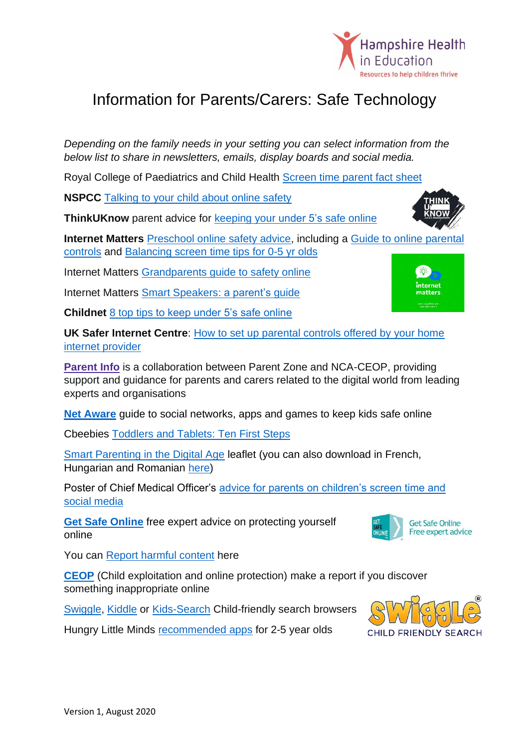# Information for Parents/Carers: Safe Technology

*Depending on the family needs in your setting you can select information from the below list to share in newsletters, emails, display boards and social media.*

Royal College of Paediatrics and Child Health Screen time parent fact sheet

**NSPCC** Talking to your child about online safety

**ThinkUKnow** parent advice for keeping your under 5's safe online

**Internet Matters** Preschool online safety advice, including a Guide to online parental controls and Balancing screen time tips for 0-5 yr olds

Internet Matters Grandparents guide to safety online

Internet Matters Smart Speakers: a parent's guide

**Childnet** 8 top tips to keep under 5's safe online

**UK Safer Internet Centre**: How to set up parental controls offered by your home internet provider

**Parent Info** is a collaboration between Parent Zone and NCA-CEOP, providing support and guidance for parents and carers related to the digital world from leading experts and organisations

**Net Aware** guide to social networks, apps and games to keep kids safe online

Cbeebies Toddlers and Tablets: Ten First Steps

Smart Parenting in the Digital Age leaflet (you can also download in French, Hungarian and Romanian here)

Poster of Chief Medical Officer's advice for parents on children's screen time and social media

**Get Safe Online** free expert advice on protecting yourself online

You can Report harmful content here

**CEOP** (Child exploitation and online protection) make a report if you discover something inappropriate online

Swiggle, Kiddle or Kids-Search Child-friendly search browsers

Hungry Little Minds recommended apps for 2-5 year olds

Version 1, August 2020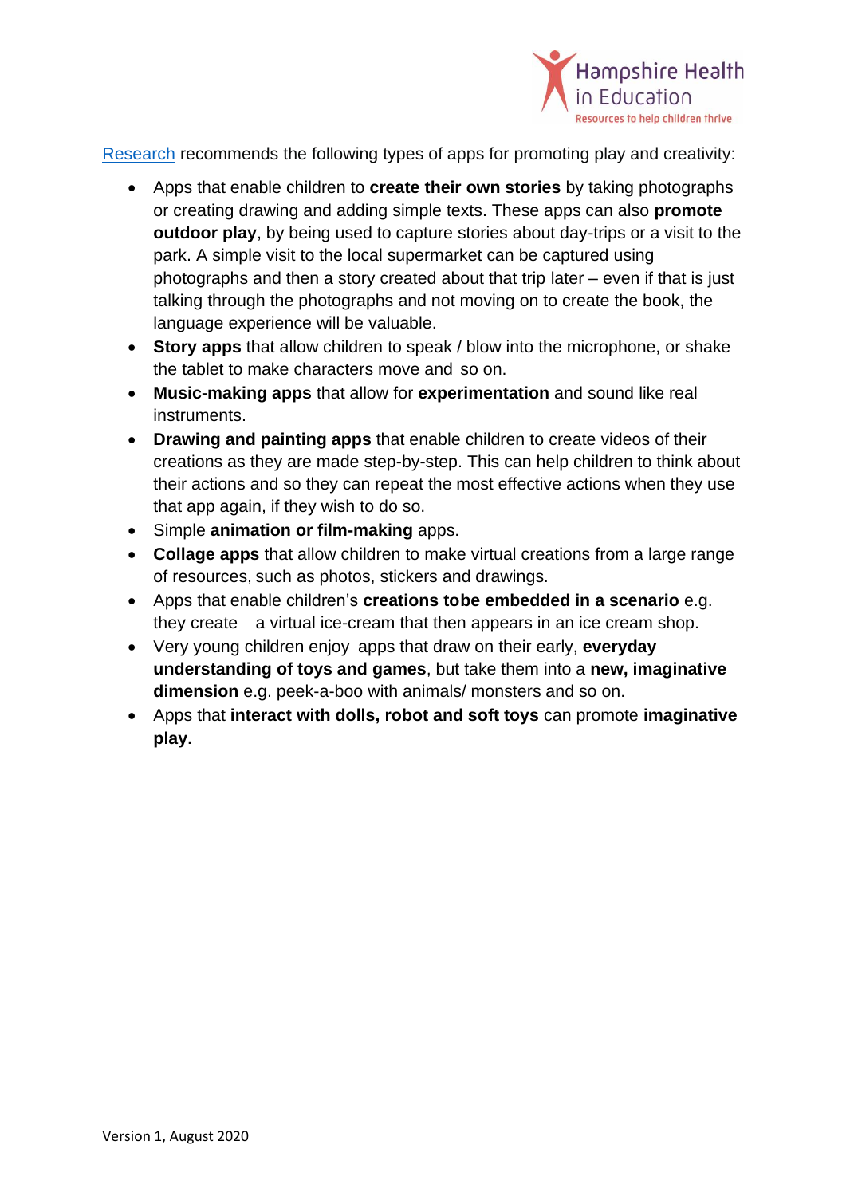Research recommends the following types of apps for promoting play and creativity:

- Apps that enable children to **create their own stories** by taking photographs or creating drawing and adding simple texts. These apps can also **promote outdoor play**, by being used to capture stories about day-trips or a visit to the park. A simple visit to the local supermarket can be captured using photographs and then a story created about that trip later – even if that is just talking through the photographs and not moving on to create the book, the language experience will be valuable.
- **Story apps** that allow children to speak / blow into the microphone, or shake the tablet to make characters move and so on.
- **Music-making apps** that allow for **experimentation** and sound like real instruments.
- **Drawing and painting apps** that enable children to create videos of their creations as they are made step-by-step. This can help children to think about their actions and so they can repeat the most effective actions when they use that app again, if they wish to do so.
- Simple **animation or film-making** apps.
- **Collage apps** that allow children to make virtual creations from a large range of resources, such as photos, stickers and drawings.
- Apps that enable children's **creations tobe embedded in a scenario** e.g. they create a virtual ice-cream that then appears in an ice cream shop.
- Very young children enjoy apps that draw on their early, **everyday understanding of toys and games**, but take them into a **new, imaginative dimension** e.g. peek-a-boo with animals/ monsters and so on.
- Apps that **interact with dolls, robot and soft toys** can promote **imaginative play.**